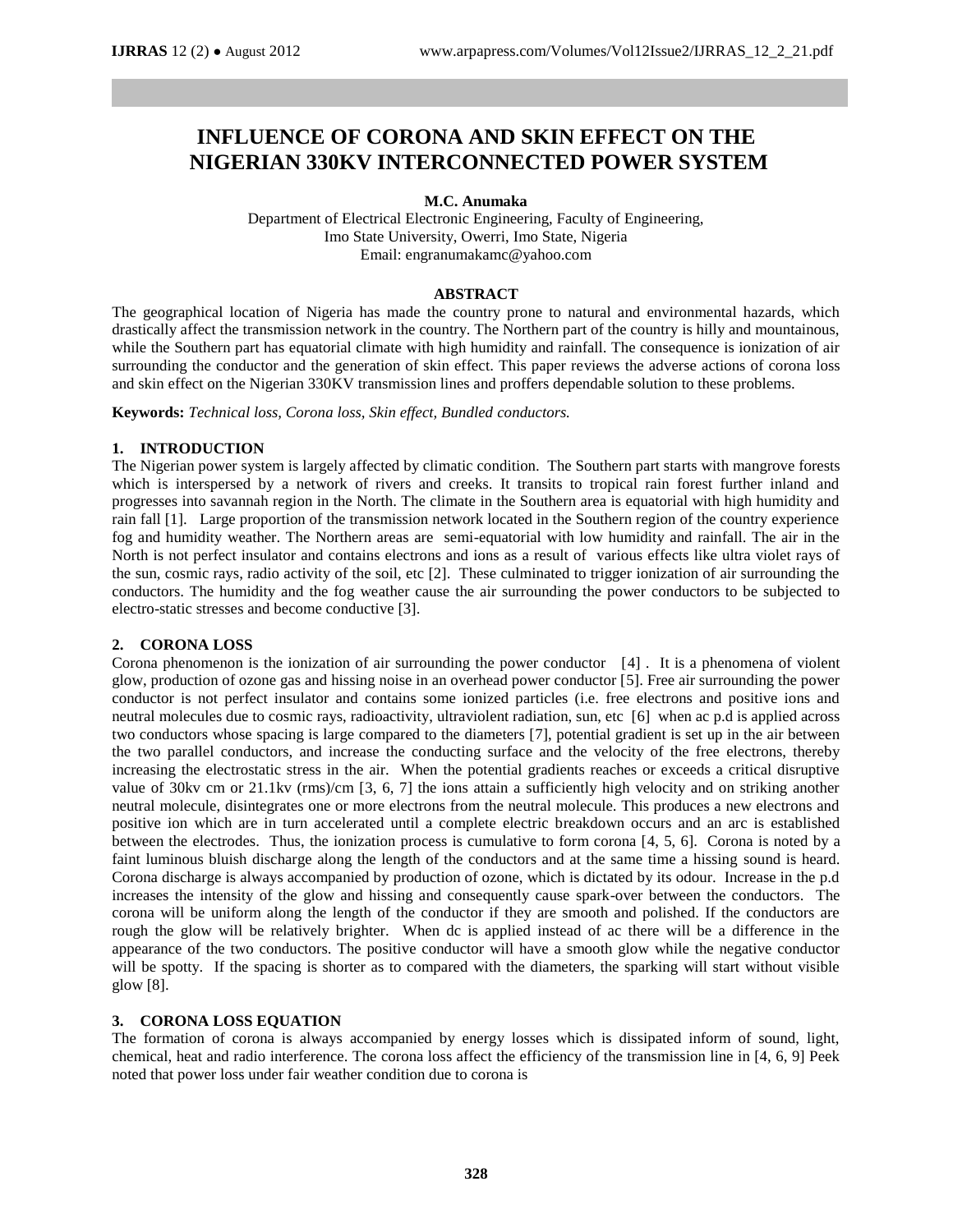# INFLUENCE OF CORONA AND SKIN EFFECT ON THE NIGERIAN 330KV INTERCONNECTED POWER SYSTEM

**M.C. Anumaka**

Department of Electrical Electronic Engineering, Faculty of Engineering, Imo State University, Owerri, Imo State, Nigeria
Email: engranumakamc@yahoo.com

## ABSTRACT

The geographical location of Nigeria has made the country prone to natural and environmental hazards, which drastically affect the transmission network in the country. The Northern part of the country is hilly and mountainous, while the Southern part has equatorial climate with high humidity and rainfall. The consequence is ionization of air surrounding the conductor and the generation of skin effect. This paper reviews the adverse actions of corona loss and skin effect on the Nigerian 330KV transmission lines and proffers dependable solution to these problems.

**Keywords:** *Technical loss, Corona loss, Skin effect, Bundled conductors.*

## 1. INTRODUCTION

The Nigerian power system is largely affected by climatic condition. The Southern part starts with mangrove forests which is interspersed by a network of rivers and creeks. It transits to tropical rain forest further inland and progresses into savannah region in the North. The climate in the Southern area is equatorial with high humidity and rain fall [1]. Large proportion of the transmission network located in the Southern region of the country experience fog and humidity weather. The Northern areas are semi-equatorial with low humidity and rainfall. The air in the North is not perfect insulator and contains electrons and ions as a result of various effects like ultra violet rays of the sun, cosmic rays, radio activity of the soil, etc [2]. These culminated to trigger ionization of air surrounding the conductors. The humidity and the fog weather cause the air surrounding the power conductors to be subjected to electro-static stresses and become conductive [3].

## 2. CORONA LOSS

Corona phenomenon is the ionization of air surrounding the power conductor [4] . It is a phenomena of violent glow, production of ozone gas and hissing noise in an overhead power conductor [5]. Free air surrounding the power conductor is not perfect insulator and contains some ionized particles (i.e. free electrons and positive ions and neutral molecules due to cosmic rays, radioactivity, ultraviolent radiation, sun, etc [6] when ac p.d is applied across two conductors whose spacing is large compared to the diameters [7], potential gradient is set up in the air between the two parallel conductors, and increase the conducting surface and the velocity of the free electrons, thereby increasing the electrostatic stress in the air. When the potential gradients reaches or exceeds a critical disruptive value of 30kv cm or 21.1kv (rms)/cm [3, 6, 7] the ions attain a sufficiently high velocity and on striking another neutral molecule, disintegrates one or more electrons from the neutral molecule. This produces a new electrons and positive ion which are in turn accelerated until a complete electric breakdown occurs and an arc is established between the electrodes. Thus, the ionization process is cumulative to form corona [4, 5, 6]. Corona is noted by a faint luminous bluish discharge along the length of the conductors and at the same time a hissing sound is heard. Corona discharge is always accompanied by production of ozone, which is dictated by its odour. Increase in the p.d increases the intensity of the glow and hissing and consequently cause spark-over between the conductors. The corona will be uniform along the length of the conductor if they are smooth and polished. If the conductors are rough the glow will be relatively brighter. When dc is applied instead of ac there will be a difference in the appearance of the two conductors. The positive conductor will have a smooth glow while the negative conductor will be spotty. If the spacing is shorter as to compared with the diameters, the sparking will start without visible glow [8].

## 3. CORONA LOSS EQUATION

The formation of corona is always accompanied by energy losses which is dissipated inform of sound, light, chemical, heat and radio interference. The corona loss affect the efficiency of the transmission line in [4, 6, 9] Peek noted that power loss under fair weather condition due to corona is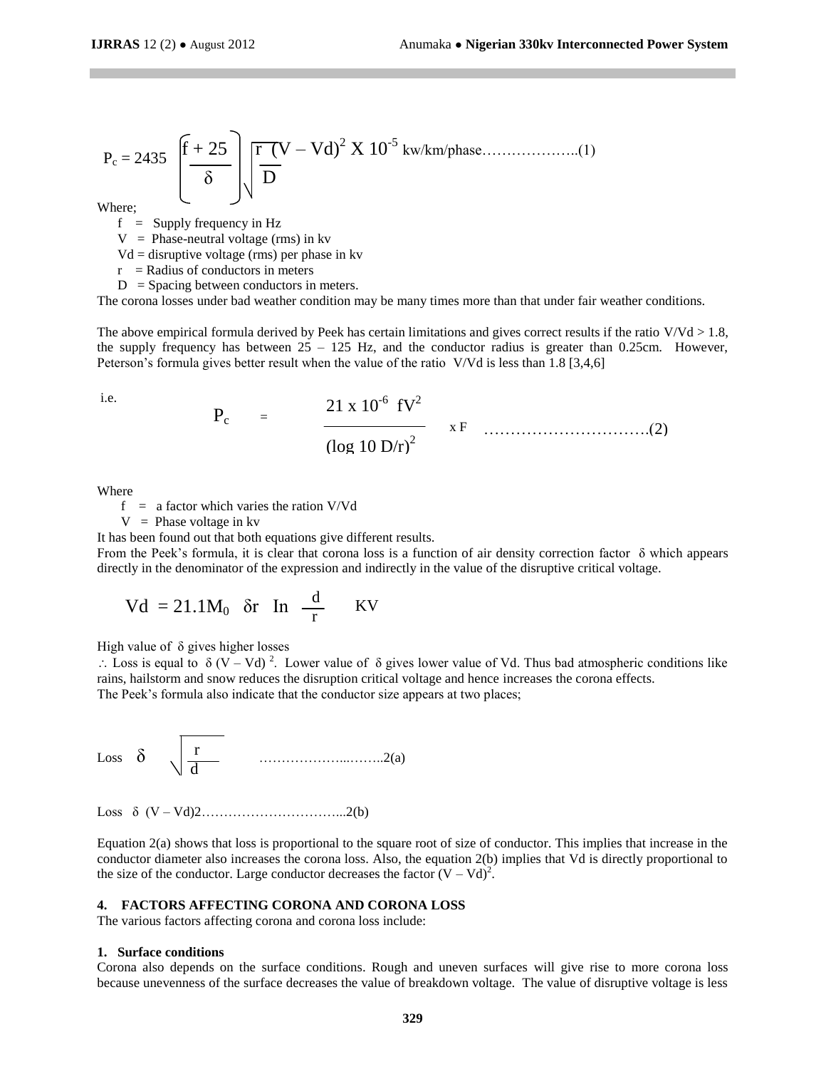$$P_c = 2435 \left(\frac{f + 25}{\delta}\right)\sqrt{\frac{r}{D}}\,(V - Vd)^2 \times 10^{-5} \text{ kw/km/phase} \quad \ldots\ldots\ldots\ldots\ldots\ldots(1)$$

Where;

- $f$ = Supply frequency in Hz
- $V$ = Phase-neutral voltage (rms) in kv
- $Vd$ = disruptive voltage (rms) per phase in kv
- $r$ = Radius of conductors in meters
- $D$ = Spacing between conductors in meters.

The corona losses under bad weather condition may be many times more than that under fair weather conditions.

The above empirical formula derived by Peek has certain limitations and gives correct results if the ratio $V/Vd > 1.8$, the supply frequency has between 25 – 125 Hz, and the conductor radius is greater than 0.25cm. However, Peterson's formula gives better result when the value of the ratio $V/Vd$ is less than 1.8 [3,4,6]

i.e.

$$P_c = \frac{21 \times 10^{-6}\ fV^2}{(\log 10\ D/r)^2} \times F \quad \ldots\ldots\ldots\ldots\ldots\ldots\ldots\ldots\ldots(2)$$

Where

- $f$ = a factor which varies the ration $V/Vd$
- $V$ = Phase voltage in kv

It has been found out that both equations give different results.

From the Peek's formula, it is clear that corona loss is a function of air density correction factor $\delta$ which appears directly in the denominator of the expression and indirectly in the value of the disruptive critical voltage.

$$Vd = 21.1 M_0\ \delta r\ \text{In}\ \frac{d}{r} \quad \text{KV}$$

High value of $\delta$ gives higher losses

$\therefore$ Loss is equal to $\delta (V - Vd)^2$. Lower value of $\delta$ gives lower value of Vd. Thus bad atmospheric conditions like rains, hailstorm and snow reduces the disruption critical voltage and hence increases the corona effects.

The Peek's formula also indicate that the conductor size appears at two places;

$$\text{Loss}\ \ \delta\ \ \sqrt{\frac{r}{d}} \quad \ldots\ldots\ldots\ldots\ldots\ldots\ldots\ldots2(a)$$

$$\text{Loss}\ \ \delta\ \ (V - Vd)2 \quad \ldots\ldots\ldots\ldots\ldots\ldots\ldots\ldots\ldots2(b)$$

Equation 2(a) shows that loss is proportional to the square root of size of conductor. This implies that increase in the conductor diameter also increases the corona loss. Also, the equation 2(b) implies that Vd is directly proportional to the size of the conductor. Large conductor decreases the factor $(V - Vd)^2$.

## 4. FACTORS AFFECTING CORONA AND CORONA LOSS

The various factors affecting corona and corona loss include:

### 1. Surface conditions

Corona also depends on the surface conditions. Rough and uneven surfaces will give rise to more corona loss because unevenness of the surface decreases the value of breakdown voltage. The value of disruptive voltage is less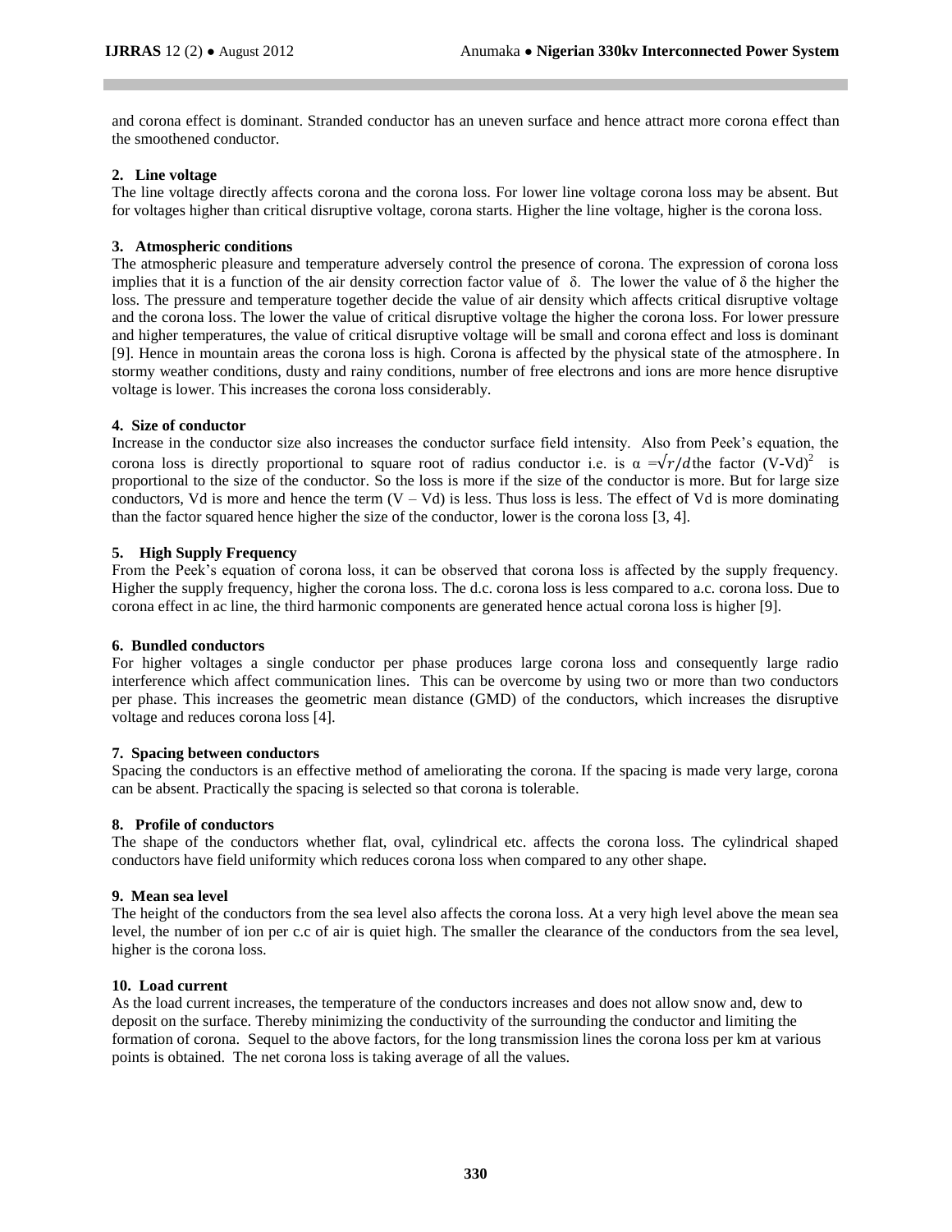and corona effect is dominant. Stranded conductor has an uneven surface and hence attract more corona effect than the smoothened conductor.

**2. Line voltage**

The line voltage directly affects corona and the corona loss. For lower line voltage corona loss may be absent. But for voltages higher than critical disruptive voltage, corona starts. Higher the line voltage, higher is the corona loss.

**3. Atmospheric conditions**

The atmospheric pleasure and temperature adversely control the presence of corona. The expression of corona loss implies that it is a function of the air density correction factor value of $\delta$. The lower the value of $\delta$ the higher the loss. The pressure and temperature together decide the value of air density which affects critical disruptive voltage and the corona loss. The lower the value of critical disruptive voltage the higher the corona loss. For lower pressure and higher temperatures, the value of critical disruptive voltage will be small and corona effect and loss is dominant [9]. Hence in mountain areas the corona loss is high. Corona is affected by the physical state of the atmosphere. In stormy weather conditions, dusty and rainy conditions, number of free electrons and ions are more hence disruptive voltage is lower. This increases the corona loss considerably.

**4. Size of conductor**

Increase in the conductor size also increases the conductor surface field intensity. Also from Peek's equation, the corona loss is directly proportional to square root of radius conductor i.e. is $\alpha = \sqrt{r/d}$ the factor $(V\text{-}V_d)^2$ is proportional to the size of the conductor. So the loss is more if the size of the conductor is more. But for large size conductors, Vd is more and hence the term $(V - V_d)$ is less. Thus loss is less. The effect of Vd is more dominating than the factor squared hence higher the size of the conductor, lower is the corona loss [3, 4].

**5. High Supply Frequency**

From the Peek's equation of corona loss, it can be observed that corona loss is affected by the supply frequency. Higher the supply frequency, higher the corona loss. The d.c. corona loss is less compared to a.c. corona loss. Due to corona effect in ac line, the third harmonic components are generated hence actual corona loss is higher [9].

**6. Bundled conductors**

For higher voltages a single conductor per phase produces large corona loss and consequently large radio interference which affect communication lines. This can be overcome by using two or more than two conductors per phase. This increases the geometric mean distance (GMD) of the conductors, which increases the disruptive voltage and reduces corona loss [4].

**7. Spacing between conductors**

Spacing the conductors is an effective method of ameliorating the corona. If the spacing is made very large, corona can be absent. Practically the spacing is selected so that corona is tolerable.

**8. Profile of conductors**

The shape of the conductors whether flat, oval, cylindrical etc. affects the corona loss. The cylindrical shaped conductors have field uniformity which reduces corona loss when compared to any other shape.

**9. Mean sea level**

The height of the conductors from the sea level also affects the corona loss. At a very high level above the mean sea level, the number of ion per c.c of air is quiet high. The smaller the clearance of the conductors from the sea level, higher is the corona loss.

**10. Load current**

As the load current increases, the temperature of the conductors increases and does not allow snow and, dew to deposit on the surface. Thereby minimizing the conductivity of the surrounding the conductor and limiting the formation of corona. Sequel to the above factors, for the long transmission lines the corona loss per km at various points is obtained. The net corona loss is taking average of all the values.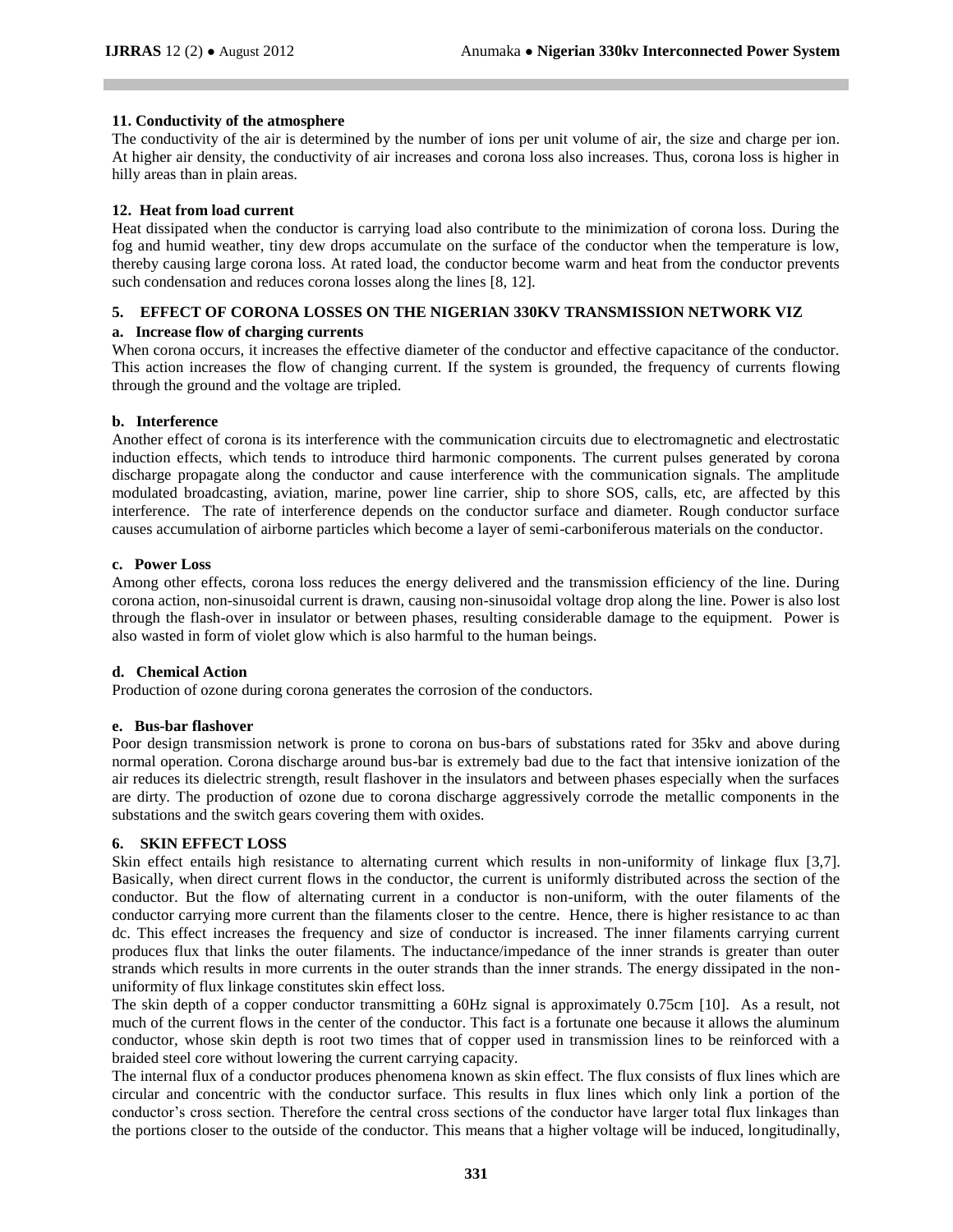#### 11. Conductivity of the atmosphere

The conductivity of the air is determined by the number of ions per unit volume of air, the size and charge per ion. At higher air density, the conductivity of air increases and corona loss also increases. Thus, corona loss is higher in hilly areas than in plain areas.

#### 12. Heat from load current

Heat dissipated when the conductor is carrying load also contribute to the minimization of corona loss. During the fog and humid weather, tiny dew drops accumulate on the surface of the conductor when the temperature is low, thereby causing large corona loss. At rated load, the conductor become warm and heat from the conductor prevents such condensation and reduces corona losses along the lines [8, 12].

## 5. EFFECT OF CORONA LOSSES ON THE NIGERIAN 330KV TRANSMISSION NETWORK VIZ

### a. Increase flow of charging currents

When corona occurs, it increases the effective diameter of the conductor and effective capacitance of the conductor. This action increases the flow of changing current. If the system is grounded, the frequency of currents flowing through the ground and the voltage are tripled.

### b. Interference

Another effect of corona is its interference with the communication circuits due to electromagnetic and electrostatic induction effects, which tends to introduce third harmonic components. The current pulses generated by corona discharge propagate along the conductor and cause interference with the communication signals. The amplitude modulated broadcasting, aviation, marine, power line carrier, ship to shore SOS, calls, etc, are affected by this interference. The rate of interference depends on the conductor surface and diameter. Rough conductor surface causes accumulation of airborne particles which become a layer of semi-carboniferous materials on the conductor.

### c. Power Loss

Among other effects, corona loss reduces the energy delivered and the transmission efficiency of the line. During corona action, non-sinusoidal current is drawn, causing non-sinusoidal voltage drop along the line. Power is also lost through the flash-over in insulator or between phases, resulting considerable damage to the equipment. Power is also wasted in form of violet glow which is also harmful to the human beings.

### d. Chemical Action

Production of ozone during corona generates the corrosion of the conductors.

### e. Bus-bar flashover

Poor design transmission network is prone to corona on bus-bars of substations rated for 35kv and above during normal operation. Corona discharge around bus-bar is extremely bad due to the fact that intensive ionization of the air reduces its dielectric strength, result flashover in the insulators and between phases especially when the surfaces are dirty. The production of ozone due to corona discharge aggressively corrode the metallic components in the substations and the switch gears covering them with oxides.

## 6. SKIN EFFECT LOSS

Skin effect entails high resistance to alternating current which results in non-uniformity of linkage flux [3,7]. Basically, when direct current flows in the conductor, the current is uniformly distributed across the section of the conductor. But the flow of alternating current in a conductor is non-uniform, with the outer filaments of the conductor carrying more current than the filaments closer to the centre. Hence, there is higher resistance to ac than dc. This effect increases the frequency and size of conductor is increased. The inner filaments carrying current produces flux that links the outer filaments. The inductance/impedance of the inner strands is greater than outer strands which results in more currents in the outer strands than the inner strands. The energy dissipated in the non-uniformity of flux linkage constitutes skin effect loss.

The skin depth of a copper conductor transmitting a 60Hz signal is approximately 0.75cm [10]. As a result, not much of the current flows in the center of the conductor. This fact is a fortunate one because it allows the aluminum conductor, whose skin depth is root two times that of copper used in transmission lines to be reinforced with a braided steel core without lowering the current carrying capacity.

The internal flux of a conductor produces phenomena known as skin effect. The flux consists of flux lines which are circular and concentric with the conductor surface. This results in flux lines which only link a portion of the conductor's cross section. Therefore the central cross sections of the conductor have larger total flux linkages than the portions closer to the outside of the conductor. This means that a higher voltage will be induced, longitudinally,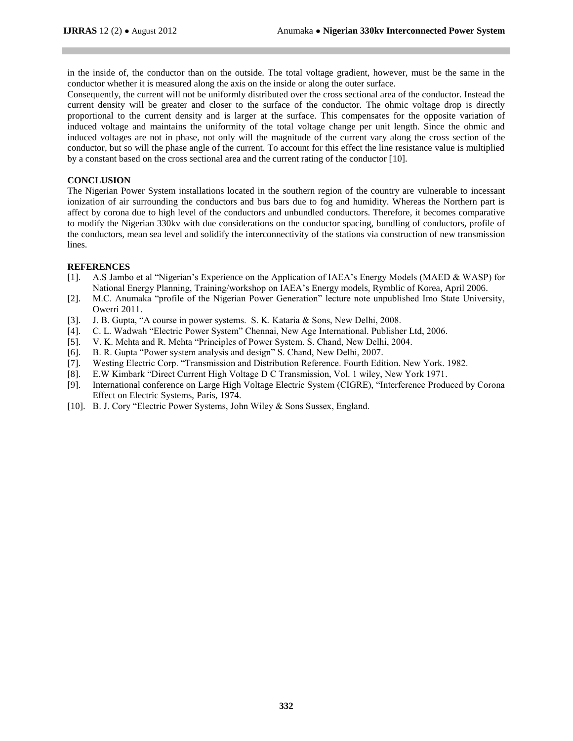in the inside of, the conductor than on the outside. The total voltage gradient, however, must be the same in the conductor whether it is measured along the axis on the inside or along the outer surface.

Consequently, the current will not be uniformly distributed over the cross sectional area of the conductor. Instead the current density will be greater and closer to the surface of the conductor. The ohmic voltage drop is directly proportional to the current density and is larger at the surface. This compensates for the opposite variation of induced voltage and maintains the uniformity of the total voltage change per unit length. Since the ohmic and induced voltages are not in phase, not only will the magnitude of the current vary along the cross section of the conductor, but so will the phase angle of the current. To account for this effect the line resistance value is multiplied by a constant based on the cross sectional area and the current rating of the conductor [10].

## CONCLUSION

The Nigerian Power System installations located in the southern region of the country are vulnerable to incessant ionization of air surrounding the conductors and bus bars due to fog and humidity. Whereas the Northern part is affect by corona due to high level of the conductors and unbundled conductors. Therefore, it becomes comparative to modify the Nigerian 330kv with due considerations on the conductor spacing, bundling of conductors, profile of the conductors, mean sea level and solidify the interconnectivity of the stations via construction of new transmission lines.

## REFERENCES

[1]. A.S Jambo et al "Nigerian's Experience on the Application of IAEA's Energy Models (MAED & WASP) for National Energy Planning, Training/workshop on IAEA's Energy models, Rymblic of Korea, April 2006.

[2]. M.C. Anumaka "profile of the Nigerian Power Generation" lecture note unpublished Imo State University, Owerri 2011.

[3]. J. B. Gupta, "A course in power systems. S. K. Kataria & Sons, New Delhi, 2008.

[4]. C. L. Wadwah "Electric Power System" Chennai, New Age International. Publisher Ltd, 2006.

[5]. V. K. Mehta and R. Mehta "Principles of Power System. S. Chand, New Delhi, 2004.

[6]. B. R. Gupta "Power system analysis and design" S. Chand, New Delhi, 2007.

[7]. Westing Electric Corp. "Transmission and Distribution Reference. Fourth Edition. New York. 1982.

[8]. E.W Kimbark "Direct Current High Voltage D C Transmission, Vol. 1 wiley, New York 1971.

[9]. International conference on Large High Voltage Electric System (CIGRE), "Interference Produced by Corona Effect on Electric Systems, Paris, 1974.

[10]. B. J. Cory "Electric Power Systems, John Wiley & Sons Sussex, England.